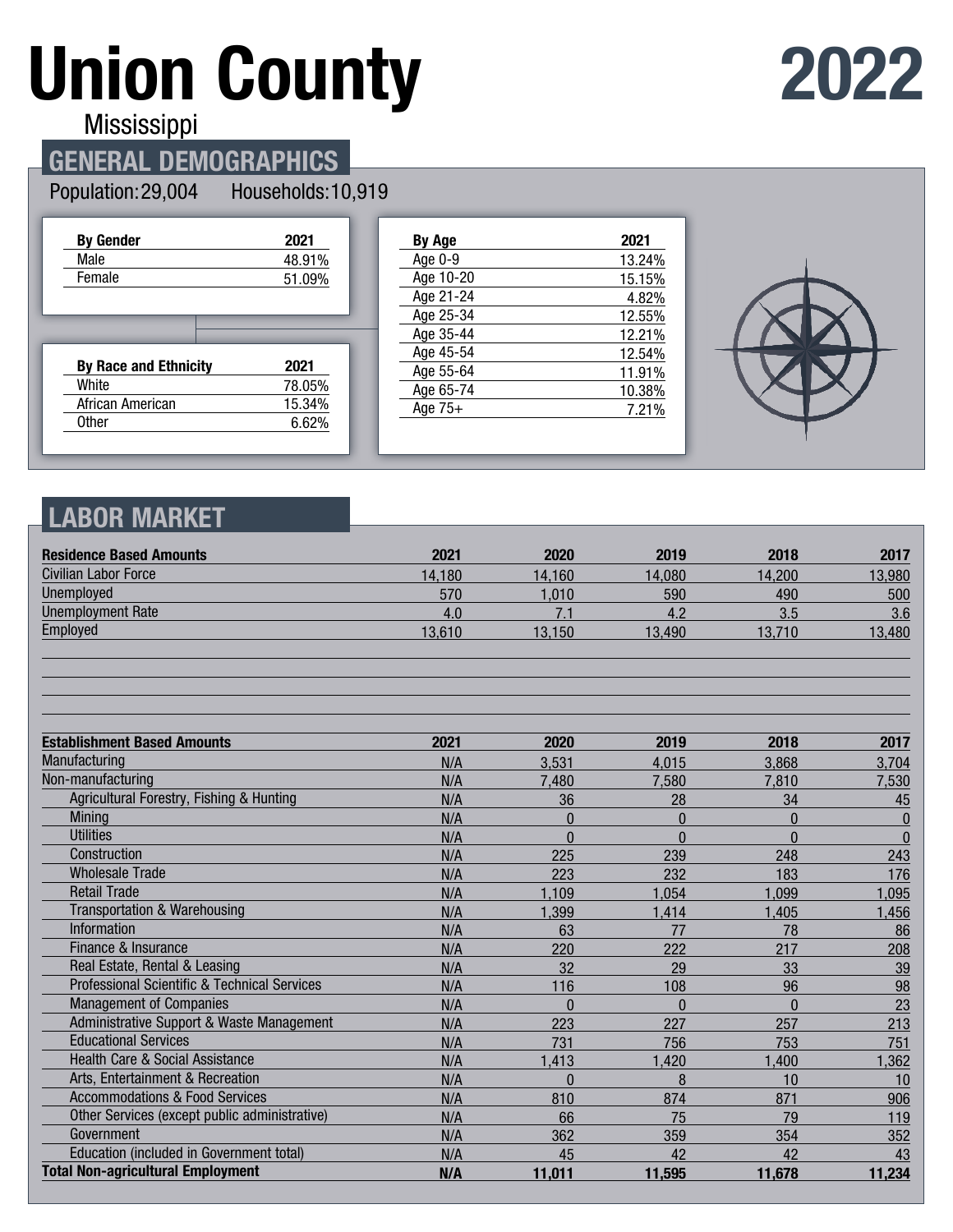# Union County

Mississippi

# 2022

## GENERAL DEMOGRAPHICS

Population: 29,004 Households: 10,919

| By Gender | 2021 |
|---|---|
| Male | 48.91% |
| Female | 51.09% |

| By Race and Ethnicity | 2021 |
|---|---|
| White | 78.05% |
| African American | 15.34% |
| Other | 6.62% |

| By Age | 2021 |
|---|---|
| Age 0-9 | 13.24% |
| Age 10-20 | 15.15% |
| Age 21-24 | 4.82% |
| Age 25-34 | 12.55% |
| Age 35-44 | 12.21% |
| Age 45-54 | 12.54% |
| Age 55-64 | 11.91% |
| Age 65-74 | 10.38% |
| Age 75+ | 7.21% |

## LABOR MARKET

| Residence Based Amounts | 2021 | 2020 | 2019 | 2018 | 2017 |
|---|---|---|---|---|---|
| Civilian Labor Force | 14,180 | 14,160 | 14,080 | 14,200 | 13,980 |
| Unemployed | 570 | 1,010 | 590 | 490 | 500 |
| Unemployment Rate | 4.0 | 7.1 | 4.2 | 3.5 | 3.6 |
| Employed | 13,610 | 13,150 | 13,490 | 13,710 | 13,480 |

| Establishment Based Amounts | 2021 | 2020 | 2019 | 2018 | 2017 |
|---|---|---|---|---|---|
| Manufacturing | N/A | 3,531 | 4,015 | 3,868 | 3,704 |
| Non-manufacturing | N/A | 7,480 | 7,580 | 7,810 | 7,530 |
| Agricultural Forestry, Fishing & Hunting | N/A | 36 | 28 | 34 | 45 |
| Mining | N/A | 0 | 0 | 0 | 0 |
| Utilities | N/A | 0 | 0 | 0 | 0 |
| Construction | N/A | 225 | 239 | 248 | 243 |
| Wholesale Trade | N/A | 223 | 232 | 183 | 176 |
| Retail Trade | N/A | 1,109 | 1,054 | 1,099 | 1,095 |
| Transportation & Warehousing | N/A | 1,399 | 1,414 | 1,405 | 1,456 |
| Information | N/A | 63 | 77 | 78 | 86 |
| Finance & Insurance | N/A | 220 | 222 | 217 | 208 |
| Real Estate, Rental & Leasing | N/A | 32 | 29 | 33 | 39 |
| Professional Scientific & Technical Services | N/A | 116 | 108 | 96 | 98 |
| Management of Companies | N/A | 0 | 0 | 0 | 23 |
| Administrative Support & Waste Management | N/A | 223 | 227 | 257 | 213 |
| Educational Services | N/A | 731 | 756 | 753 | 751 |
| Health Care & Social Assistance | N/A | 1,413 | 1,420 | 1,400 | 1,362 |
| Arts, Entertainment & Recreation | N/A | 0 | 8 | 10 | 10 |
| Accommodations & Food Services | N/A | 810 | 874 | 871 | 906 |
| Other Services (except public administrative) | N/A | 66 | 75 | 79 | 119 |
| Government | N/A | 362 | 359 | 354 | 352 |
| Education (included in Government total) | N/A | 45 | 42 | 42 | 43 |
| **Total Non-agricultural Employment** | **N/A** | **11,011** | **11,595** | **11,678** | **11,234** |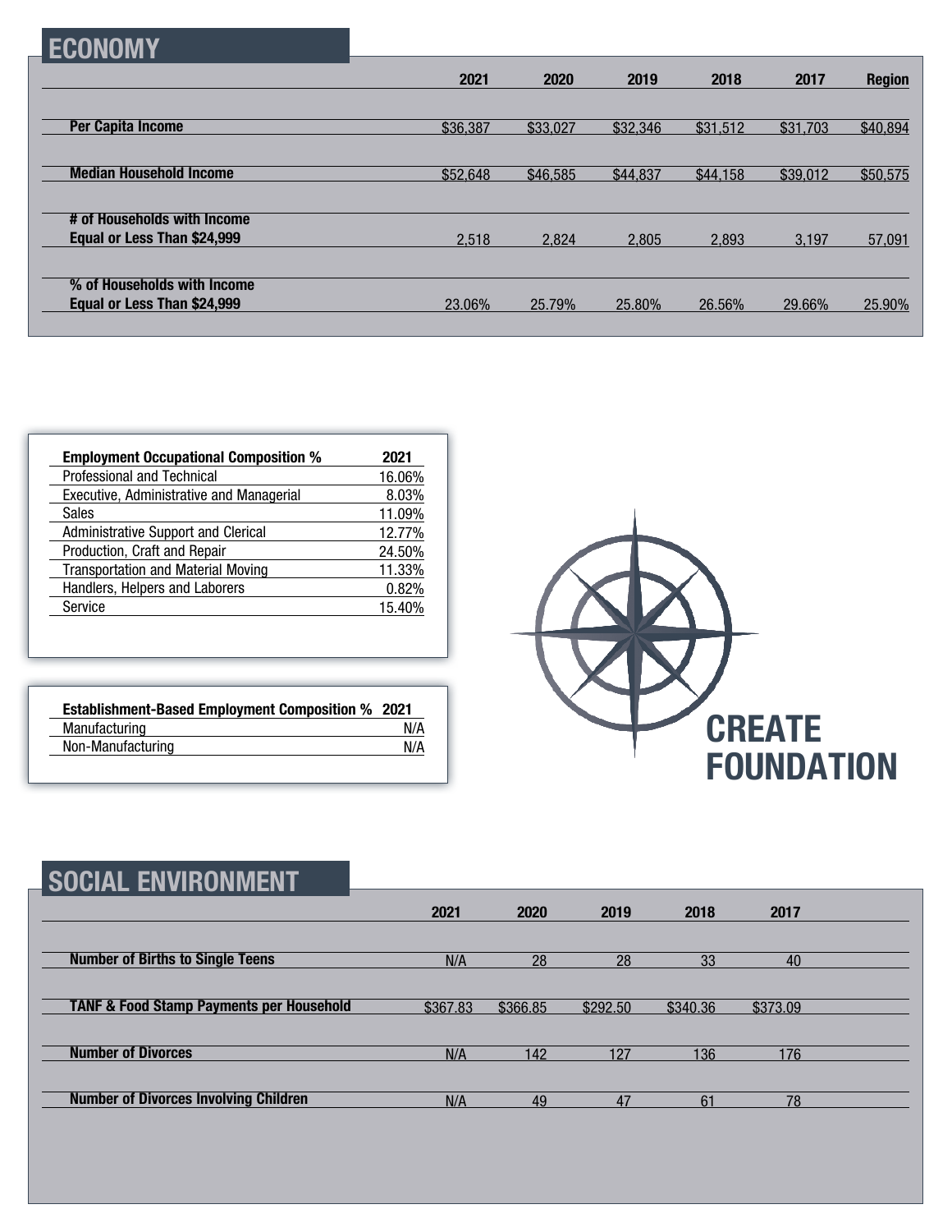## ECONOMY

| | 2021 | 2020 | 2019 | 2018 | 2017 | Region |
|---|---|---|---|---|---|---|
| **Per Capita Income** | $36,387 | $33,027 | $32,346 | $31,512 | $31,703 | $40,894 |
| **Median Household Income** | $52,648 | $46,585 | $44,837 | $44,158 | $39,012 | $50,575 |
| **# of Households with Income Equal or Less Than $24,999** | 2,518 | 2,824 | 2,805 | 2,893 | 3,197 | 57,091 |
| **% of Households with Income Equal or Less Than $24,999** | 23.06% | 25.79% | 25.80% | 26.56% | 29.66% | 25.90% |

| **Employment Occupational Composition %** | **2021** |
|---|---|
| Professional and Technical | 16.06% |
| Executive, Administrative and Managerial | 8.03% |
| Sales | 11.09% |
| Administrative Support and Clerical | 12.77% |
| Production, Craft and Repair | 24.50% |
| Transportation and Material Moving | 11.33% |
| Handlers, Helpers and Laborers | 0.82% |
| Service | 15.40% |

| **Establishment-Based Employment Composition %** | **2021** |
|---|---|
| Manufacturing | N/A |
| Non-Manufacturing | N/A |

CREATE FOUNDATION

## SOCIAL ENVIRONMENT

| | 2021 | 2020 | 2019 | 2018 | 2017 |
|---|---|---|---|---|---|
| **Number of Births to Single Teens** | N/A | 28 | 28 | 33 | 40 |
| **TANF & Food Stamp Payments per Household** | $367.83 | $366.85 | $292.50 | $340.36 | $373.09 |
| **Number of Divorces** | N/A | 142 | 127 | 136 | 176 |
| **Number of Divorces Involving Children** | N/A | 49 | 47 | 61 | 78 |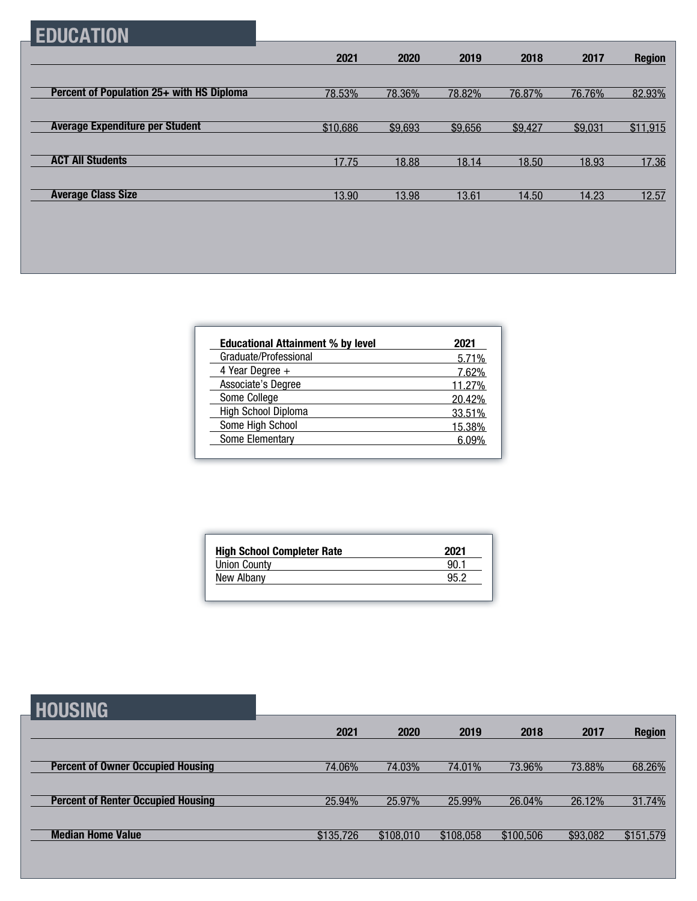## EDUCATION

| | 2021 | 2020 | 2019 | 2018 | 2017 | Region |
|---|---|---|---|---|---|---|
| **Percent of Population 25+ with HS Diploma** | 78.53% | 78.36% | 78.82% | 76.87% | 76.76% | 82.93% |
| **Average Expenditure per Student** | $10,686 | $9,693 | $9,656 | $9,427 | $9,031 | $11,915 |
| **ACT All Students** | 17.75 | 18.88 | 18.14 | 18.50 | 18.93 | 17.36 |
| **Average Class Size** | 13.90 | 13.98 | 13.61 | 14.50 | 14.23 | 12.57 |

| Educational Attainment % by level | 2021 |
|---|---|
| Graduate/Professional | 5.71% |
| 4 Year Degree + | 7.62% |
| Associate's Degree | 11.27% |
| Some College | 20.42% |
| High School Diploma | 33.51% |
| Some High School | 15.38% |
| Some Elementary | 6.09% |

| High School Completer Rate | 2021 |
|---|---|
| Union County | 90.1 |
| New Albany | 95.2 |

## HOUSING

| | 2021 | 2020 | 2019 | 2018 | 2017 | Region |
|---|---|---|---|---|---|---|
| **Percent of Owner Occupied Housing** | 74.06% | 74.03% | 74.01% | 73.96% | 73.88% | 68.26% |
| **Percent of Renter Occupied Housing** | 25.94% | 25.97% | 25.99% | 26.04% | 26.12% | 31.74% |
| **Median Home Value** | $135,726 | $108,010 | $108,058 | $100,506 | $93,082 | $151,579 |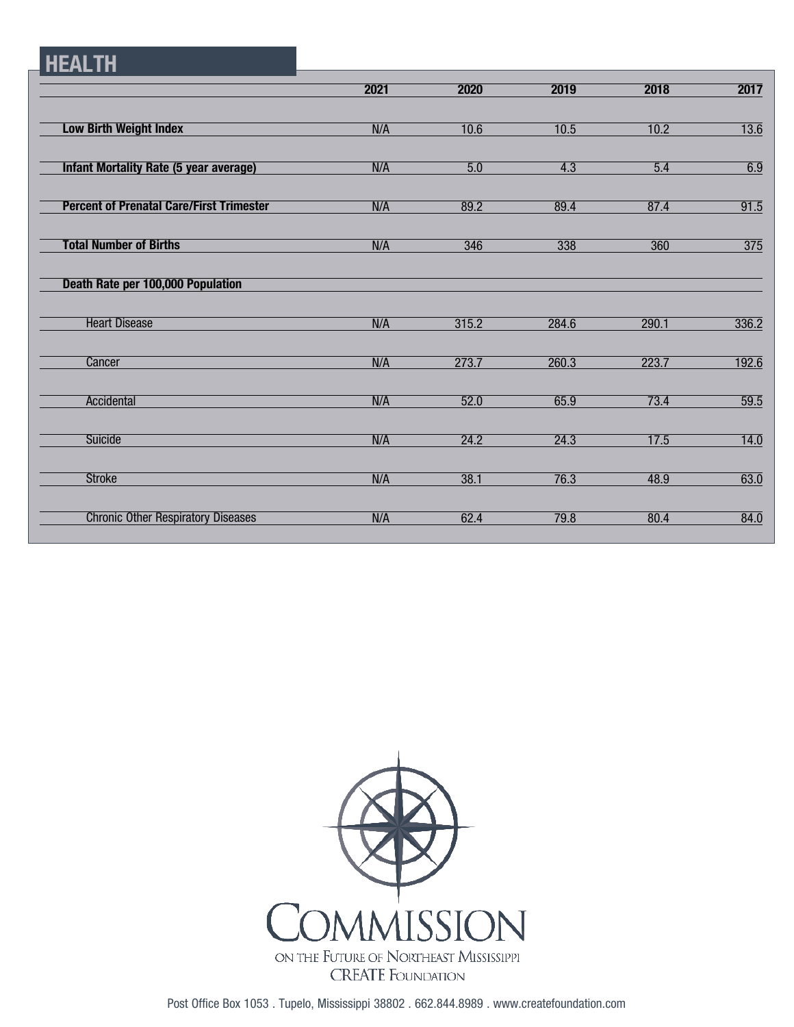## HEALTH

| | 2021 | 2020 | 2019 | 2018 | 2017 |
|---|---|---|---|---|---|
| **Low Birth Weight Index** | N/A | 10.6 | 10.5 | 10.2 | 13.6 |
| **Infant Mortality Rate (5 year average)** | N/A | 5.0 | 4.3 | 5.4 | 6.9 |
| **Percent of Prenatal Care/First Trimester** | N/A | 89.2 | 89.4 | 87.4 | 91.5 |
| **Total Number of Births** | N/A | 346 | 338 | 360 | 375 |
| **Death Rate per 100,000 Population** | | | | | |
| Heart Disease | N/A | 315.2 | 284.6 | 290.1 | 336.2 |
| Cancer | N/A | 273.7 | 260.3 | 223.7 | 192.6 |
| Accidental | N/A | 52.0 | 65.9 | 73.4 | 59.5 |
| Suicide | N/A | 24.2 | 24.3 | 17.5 | 14.0 |
| Stroke | N/A | 38.1 | 76.3 | 48.9 | 63.0 |
| Chronic Other Respiratory Diseases | N/A | 62.4 | 79.8 | 80.4 | 84.0 |

COMMISSION
ON THE FUTURE OF NORTHEAST MISSISSIPPI
CREATE FOUNDATION

Post Office Box 1053 . Tupelo, Mississippi 38802 . 662.844.8989 . www.createfoundation.com